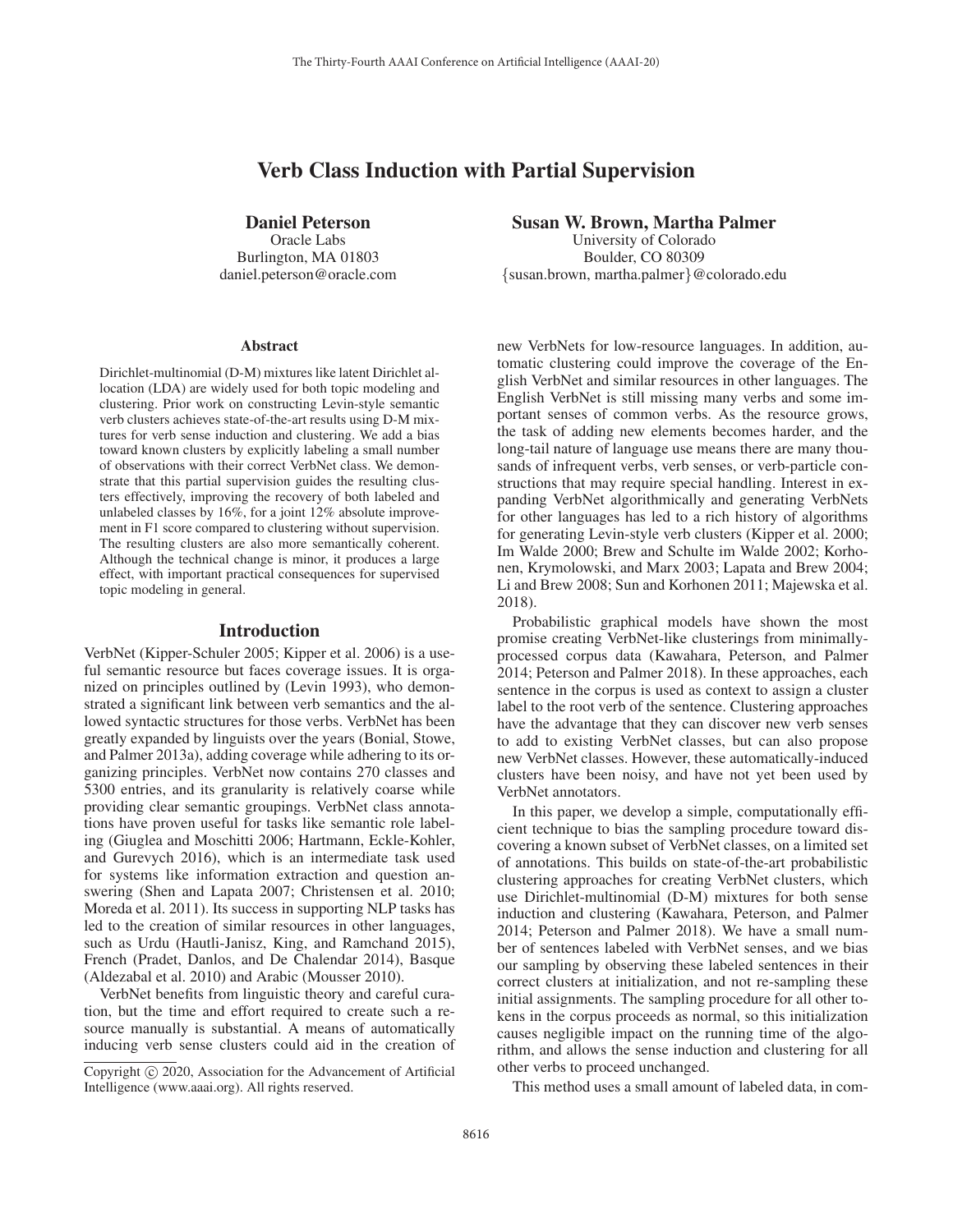# Verb Class Induction with Partial Supervision

**Daniel Peterson**
Oracle Labs
Burlington, MA 01803
daniel.peterson@oracle.com

**Susan W. Brown, Martha Palmer**
University of Colorado
Boulder, CO 80309
{susan.brown, martha.palmer}@colorado.edu

### Abstract

Dirichlet-multinomial (D-M) mixtures like latent Dirichlet allocation (LDA) are widely used for both topic modeling and clustering. Prior work on constructing Levin-style semantic verb clusters achieves state-of-the-art results using D-M mixtures for verb sense induction and clustering. We add a bias toward known clusters by explicitly labeling a small number of observations with their correct VerbNet class. We demonstrate that this partial supervision guides the resulting clusters effectively, improving the recovery of both labeled and unlabeled classes by 16%, for a joint 12% absolute improvement in F1 score compared to clustering without supervision. The resulting clusters are also more semantically coherent. Although the technical change is minor, it produces a large effect, with important practical consequences for supervised topic modeling in general.

## Introduction

VerbNet (Kipper-Schuler 2005; Kipper et al. 2006) is a useful semantic resource but faces coverage issues. It is organized on principles outlined by (Levin 1993), who demonstrated a significant link between verb semantics and the allowed syntactic structures for those verbs. VerbNet has been greatly expanded by linguists over the years (Bonial, Stowe, and Palmer 2013a), adding coverage while adhering to its organizing principles. VerbNet now contains 270 classes and 5300 entries, and its granularity is relatively coarse while providing clear semantic groupings. VerbNet class annotations have proven useful for tasks like semantic role labeling (Giuglea and Moschitti 2006; Hartmann, Eckle-Kohler, and Gurevych 2016), which is an intermediate task used for systems like information extraction and question answering (Shen and Lapata 2007; Christensen et al. 2010; Moreda et al. 2011). Its success in supporting NLP tasks has led to the creation of similar resources in other languages, such as Urdu (Hautli-Janisz, King, and Ramchand 2015), French (Pradet, Danlos, and De Chalendar 2014), Basque (Aldezabal et al. 2010) and Arabic (Mousser 2010).

VerbNet benefits from linguistic theory and careful curation, but the time and effort required to create such a resource manually is substantial. A means of automatically inducing verb sense clusters could aid in the creation of new VerbNets for low-resource languages. In addition, automatic clustering could improve the coverage of the English VerbNet and similar resources in other languages. The English VerbNet is still missing many verbs and some important senses of common verbs. As the resource grows, the task of adding new elements becomes harder, and the long-tail nature of language use means there are many thousands of infrequent verbs, verb senses, or verb-particle constructions that may require special handling. Interest in expanding VerbNet algorithmically and generating VerbNets for other languages has led to a rich history of algorithms for generating Levin-style verb clusters (Kipper et al. 2000; Im Walde 2000; Brew and Schulte im Walde 2002; Korhonen, Krymolowski, and Marx 2003; Lapata and Brew 2004; Li and Brew 2008; Sun and Korhonen 2011; Majewska et al. 2018).

Probabilistic graphical models have shown the most promise creating VerbNet-like clusterings from minimally-processed corpus data (Kawahara, Peterson, and Palmer 2014; Peterson and Palmer 2018). In these approaches, each sentence in the corpus is used as context to assign a cluster label to the root verb of the sentence. Clustering approaches have the advantage that they can discover new verb senses to add to existing VerbNet classes, but can also propose new VerbNet classes. However, these automatically-induced clusters have been noisy, and have not yet been used by VerbNet annotators.

In this paper, we develop a simple, computationally efficient technique to bias the sampling procedure toward discovering a known subset of VerbNet classes, on a limited set of annotations. This builds on state-of-the-art probabilistic clustering approaches for creating VerbNet clusters, which use Dirichlet-multinomial (D-M) mixtures for both sense induction and clustering (Kawahara, Peterson, and Palmer 2014; Peterson and Palmer 2018). We have a small number of sentences labeled with VerbNet senses, and we bias our sampling by observing these labeled sentences in their correct clusters at initialization, and not re-sampling these initial assignments. The sampling procedure for all other tokens in the corpus proceeds as normal, so this initialization causes negligible impact on the running time of the algorithm, and allows the sense induction and clustering for all other verbs to proceed unchanged.

This method uses a small amount of labeled data, in com-

Copyright © 2020, Association for the Advancement of Artificial Intelligence (www.aaai.org). All rights reserved.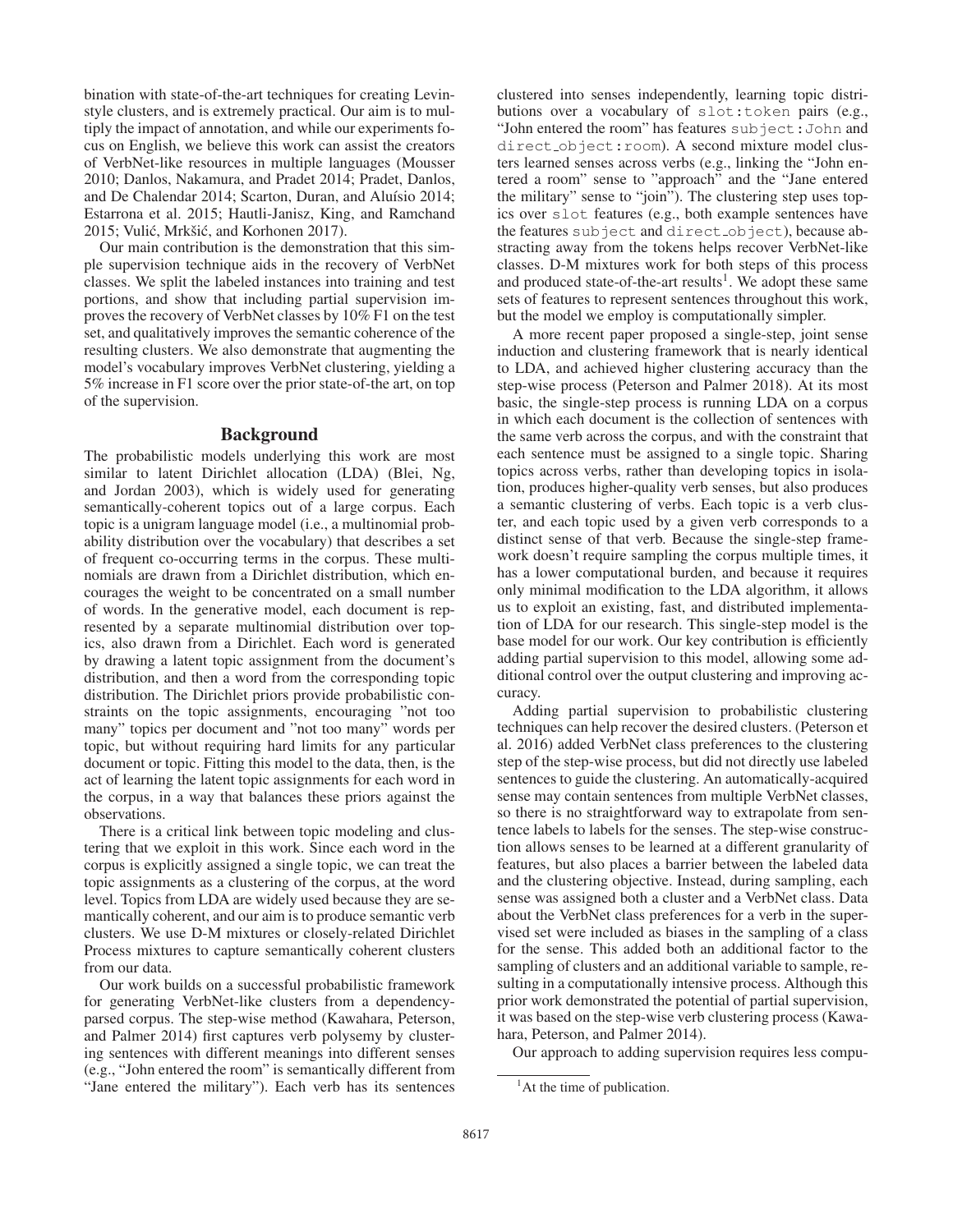bination with state-of-the-art techniques for creating Levin-style clusters, and is extremely practical. Our aim is to multiply the impact of annotation, and while our experiments focus on English, we believe this work can assist the creators of VerbNet-like resources in multiple languages (Mousser 2010; Danlos, Nakamura, and Pradet 2014; Pradet, Danlos, and De Chalendar 2014; Scarton, Duran, and Aluísio 2014; Estarrona et al. 2015; Hautli-Janisz, King, and Ramchand 2015; Vulić, Mrkšić, and Korhonen 2017).

Our main contribution is the demonstration that this simple supervision technique aids in the recovery of VerbNet classes. We split the labeled instances into training and test portions, and show that including partial supervision improves the recovery of VerbNet classes by 10% F1 on the test set, and qualitatively improves the semantic coherence of the resulting clusters. We also demonstrate that augmenting the model's vocabulary improves VerbNet clustering, yielding a 5% increase in F1 score over the prior state-of-the art, on top of the supervision.

## Background

The probabilistic models underlying this work are most similar to latent Dirichlet allocation (LDA) (Blei, Ng, and Jordan 2003), which is widely used for generating semantically-coherent topics out of a large corpus. Each topic is a unigram language model (i.e., a multinomial probability distribution over the vocabulary) that describes a set of frequent co-occurring terms in the corpus. These multinomials are drawn from a Dirichlet distribution, which encourages the weight to be concentrated on a small number of words. In the generative model, each document is represented by a separate multinomial distribution over topics, also drawn from a Dirichlet. Each word is generated by drawing a latent topic assignment from the document's distribution, and then a word from the corresponding topic distribution. The Dirichlet priors provide probabilistic constraints on the topic assignments, encouraging "not too many" topics per document and "not too many" words per topic, but without requiring hard limits for any particular document or topic. Fitting this model to the data, then, is the act of learning the latent topic assignments for each word in the corpus, in a way that balances these priors against the observations.

There is a critical link between topic modeling and clustering that we exploit in this work. Since each word in the corpus is explicitly assigned a single topic, we can treat the topic assignments as a clustering of the corpus, at the word level. Topics from LDA are widely used because they are semantically coherent, and our aim is to produce semantic verb clusters. We use D-M mixtures or closely-related Dirichlet Process mixtures to capture semantically coherent clusters from our data.

Our work builds on a successful probabilistic framework for generating VerbNet-like clusters from a dependency-parsed corpus. The step-wise method (Kawahara, Peterson, and Palmer 2014) first captures verb polysemy by clustering sentences with different meanings into different senses (e.g., "John entered the room" is semantically different from "Jane entered the military"). Each verb has its sentences clustered into senses independently, learning topic distributions over a vocabulary of `slot:token` pairs (e.g., "John entered the room" has features `subject:John` and `direct_object:room`). A second mixture model clusters learned senses across verbs (e.g., linking the "John entered a room" sense to "approach" and the "Jane entered the military" sense to "join"). The clustering step uses topics over `slot` features (e.g., both example sentences have the features `subject` and `direct_object`), because abstracting away from the tokens helps recover VerbNet-like classes. D-M mixtures work for both steps of this process and produced state-of-the-art results[1]. We adopt these same sets of features to represent sentences throughout this work, but the model we employ is computationally simpler.

A more recent paper proposed a single-step, joint sense induction and clustering framework that is nearly identical to LDA, and achieved higher clustering accuracy than the step-wise process (Peterson and Palmer 2018). At its most basic, the single-step process is running LDA on a corpus in which each document is the collection of sentences with the same verb across the corpus, and with the constraint that each sentence must be assigned to a single topic. Sharing topics across verbs, rather than developing topics in isolation, produces higher-quality verb senses, but also produces a semantic clustering of verbs. Each topic is a verb cluster, and each topic used by a given verb corresponds to a distinct sense of that verb. Because the single-step framework doesn't require sampling the corpus multiple times, it has a lower computational burden, and because it requires only minimal modification to the LDA algorithm, it allows us to exploit an existing, fast, and distributed implementation of LDA for our research. This single-step model is the base model for our work. Our key contribution is efficiently adding partial supervision to this model, allowing some additional control over the output clustering and improving accuracy.

Adding partial supervision to probabilistic clustering techniques can help recover the desired clusters. (Peterson et al. 2016) added VerbNet class preferences to the clustering step of the step-wise process, but did not directly use labeled sentences to guide the clustering. An automatically-acquired sense may contain sentences from multiple VerbNet classes, so there is no straightforward way to extrapolate from sentence labels to labels for the senses. The step-wise construction allows senses to be learned at a different granularity of features, but also places a barrier between the labeled data and the clustering objective. Instead, during sampling, each sense was assigned both a cluster and a VerbNet class. Data about the VerbNet class preferences for a verb in the supervised set were included as biases in the sampling of a class for the sense. This added both an additional factor to the sampling of clusters and an additional variable to sample, resulting in a computationally intensive process. Although this prior work demonstrated the potential of partial supervision, it was based on the step-wise verb clustering process (Kawahara, Peterson, and Palmer 2014).

Our approach to adding supervision requires less compu-

[1] At the time of publication.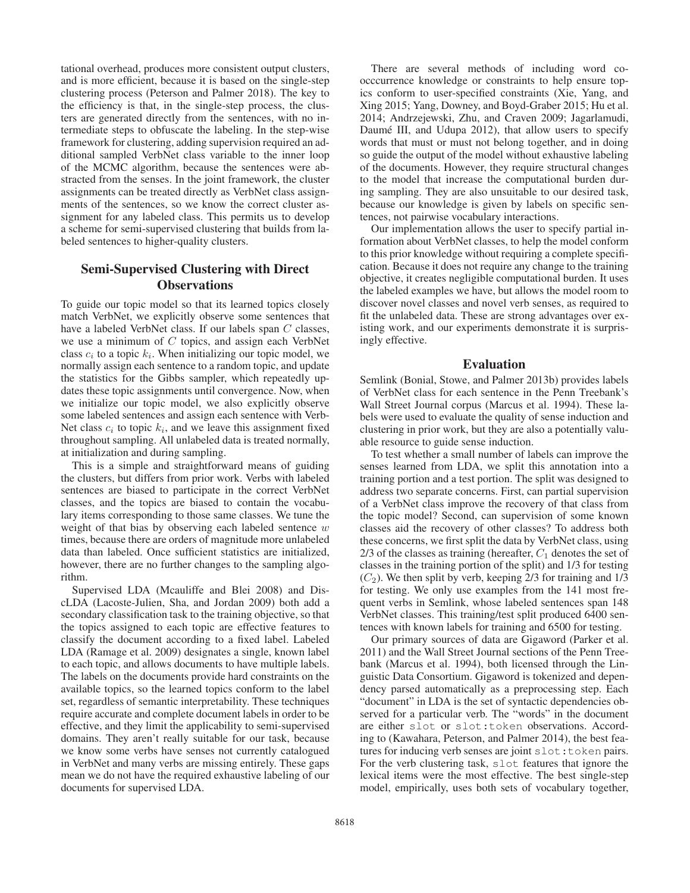tational overhead, produces more consistent output clusters, and is more efficient, because it is based on the single-step clustering process (Peterson and Palmer 2018). The key to the efficiency is that, in the single-step process, the clusters are generated directly from the sentences, with no intermediate steps to obfuscate the labeling. In the step-wise framework for clustering, adding supervision required an additional sampled VerbNet class variable to the inner loop of the MCMC algorithm, because the sentences were abstracted from the senses. In the joint framework, the cluster assignments can be treated directly as VerbNet class assignments of the sentences, so we know the correct cluster assignment for any labeled class. This permits us to develop a scheme for semi-supervised clustering that builds from labeled sentences to higher-quality clusters.

## Semi-Supervised Clustering with Direct Observations

To guide our topic model so that its learned topics closely match VerbNet, we explicitly observe some sentences that have a labeled VerbNet class. If our labels span $C$ classes, we use a minimum of $C$ topics, and assign each VerbNet class $c_i$ to a topic $k_i$. When initializing our topic model, we normally assign each sentence to a random topic, and update the statistics for the Gibbs sampler, which repeatedly updates these topic assignments until convergence. Now, when we initialize our topic model, we also explicitly observe some labeled sentences and assign each sentence with VerbNet class $c_i$ to topic $k_i$, and we leave this assignment fixed throughout sampling. All unlabeled data is treated normally, at initialization and during sampling.

This is a simple and straightforward means of guiding the clusters, but differs from prior work. Verbs with labeled sentences are biased to participate in the correct VerbNet classes, and the topics are biased to contain the vocabulary items corresponding to those same classes. We tune the weight of that bias by observing each labeled sentence $w$ times, because there are orders of magnitude more unlabeled data than labeled. Once sufficient statistics are initialized, however, there are no further changes to the sampling algorithm.

Supervised LDA (Mcauliffe and Blei 2008) and DiscLDA (Lacoste-Julien, Sha, and Jordan 2009) both add a secondary classification task to the training objective, so that the topics assigned to each topic are effective features to classify the document according to a fixed label. Labeled LDA (Ramage et al. 2009) designates a single, known label to each topic, and allows documents to have multiple labels. The labels on the documents provide hard constraints on the available topics, so the learned topics conform to the label set, regardless of semantic interpretability. These techniques require accurate and complete document labels in order to be effective, and they limit the applicability to semi-supervised domains. They aren't really suitable for our task, because we know some verbs have senses not currently catalogued in VerbNet and many verbs are missing entirely. These gaps mean we do not have the required exhaustive labeling of our documents for supervised LDA.

There are several methods of including word cooccurrence knowledge or constraints to help ensure topics conform to user-specified constraints (Xie, Yang, and Xing 2015; Yang, Downey, and Boyd-Graber 2015; Hu et al. 2014; Andrzejewski, Zhu, and Craven 2009; Jagarlamudi, Daumé III, and Udupa 2012), that allow users to specify words that must or must not belong together, and in doing so guide the output of the model without exhaustive labeling of the documents. However, they require structural changes to the model that increase the computational burden during sampling. They are also unsuitable to our desired task, because our knowledge is given by labels on specific sentences, not pairwise vocabulary interactions.

Our implementation allows the user to specify partial information about VerbNet classes, to help the model conform to this prior knowledge without requiring a complete specification. Because it does not require any change to the training objective, it creates negligible computational burden. It uses the labeled examples we have, but allows the model room to discover novel classes and novel verb senses, as required to fit the unlabeled data. These are strong advantages over existing work, and our experiments demonstrate it is surprisingly effective.

## Evaluation

Semlink (Bonial, Stowe, and Palmer 2013b) provides labels of VerbNet class for each sentence in the Penn Treebank's Wall Street Journal corpus (Marcus et al. 1994). These labels were used to evaluate the quality of sense induction and clustering in prior work, but they are also a potentially valuable resource to guide sense induction.

To test whether a small number of labels can improve the senses learned from LDA, we split this annotation into a training portion and a test portion. The split was designed to address two separate concerns. First, can partial supervision of a VerbNet class improve the recovery of that class from the topic model? Second, can supervision of some known classes aid the recovery of other classes? To address both these concerns, we first split the data by VerbNet class, using 2/3 of the classes as training (hereafter, $C_1$ denotes the set of classes in the training portion of the split) and 1/3 for testing ($C_2$). We then split by verb, keeping 2/3 for training and 1/3 for testing. We only use examples from the 141 most frequent verbs in Semlink, whose labeled sentences span 148 VerbNet classes. This training/test split produced 6400 sentences with known labels for training and 6500 for testing.

Our primary sources of data are Gigaword (Parker et al. 2011) and the Wall Street Journal sections of the Penn Treebank (Marcus et al. 1994), both licensed through the Linguistic Data Consortium. Gigaword is tokenized and dependency parsed automatically as a preprocessing step. Each "document" in LDA is the set of syntactic dependencies observed for a particular verb. The "words" in the document are either `slot` or `slot:token` observations. According to (Kawahara, Peterson, and Palmer 2014), the best features for inducing verb senses are joint `slot:token` pairs. For the verb clustering task, `slot` features that ignore the lexical items were the most effective. The best single-step model, empirically, uses both sets of vocabulary together,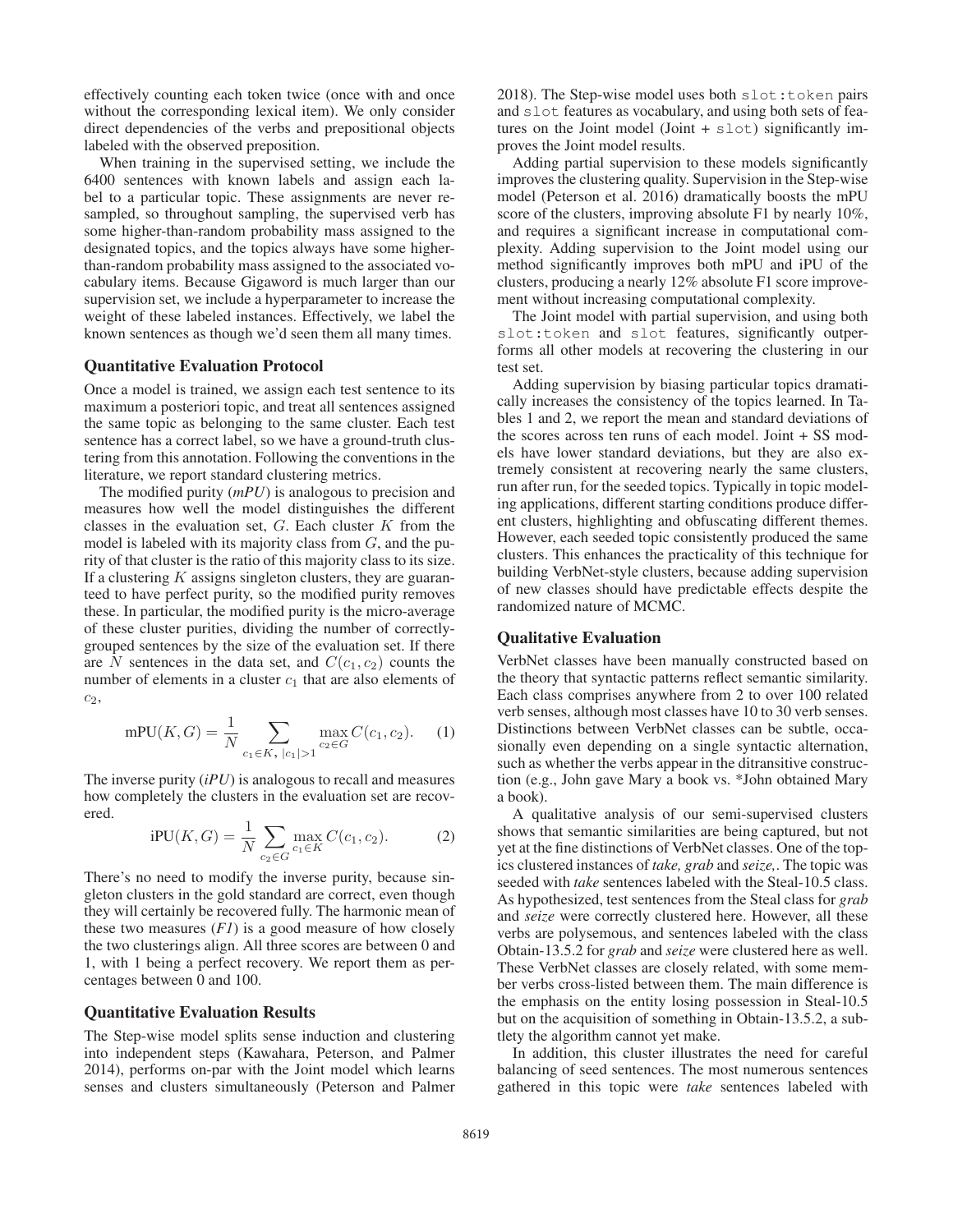effectively counting each token twice (once with and once without the corresponding lexical item). We only consider direct dependencies of the verbs and prepositional objects labeled with the observed preposition.

When training in the supervised setting, we include the 6400 sentences with known labels and assign each label to a particular topic. These assignments are never resampled, so throughout sampling, the supervised verb has some higher-than-random probability mass assigned to the designated topics, and the topics always have some higher-than-random probability mass assigned to the associated vocabulary items. Because Gigaword is much larger than our supervision set, we include a hyperparameter to increase the weight of these labeled instances. Effectively, we label the known sentences as though we'd seen them all many times.

### Quantitative Evaluation Protocol

Once a model is trained, we assign each test sentence to its maximum a posteriori topic, and treat all sentences assigned the same topic as belonging to the same cluster. Each test sentence has a correct label, so we have a ground-truth clustering from this annotation. Following the conventions in the literature, we report standard clustering metrics.

The modified purity (*mPU*) is analogous to precision and measures how well the model distinguishes the different classes in the evaluation set, $G$. Each cluster $K$ from the model is labeled with its majority class from $G$, and the purity of that cluster is the ratio of this majority class to its size. If a clustering $K$ assigns singleton clusters, they are guaranteed to have perfect purity, so the modified purity removes these. In particular, the modified purity is the micro-average of these cluster purities, dividing the number of correctly-grouped sentences by the size of the evaluation set. If there are $N$ sentences in the data set, and $C(c_1, c_2)$ counts the number of elements in a cluster $c_1$ that are also elements of $c_2$,

$$\text{mPU}(K, G) = \frac{1}{N} \sum_{c_1 \in K,\ |c_1|>1} \max_{c_2 \in G} C(c_1, c_2). \quad (1)$$

The inverse purity (*iPU*) is analogous to recall and measures how completely the clusters in the evaluation set are recovered.

$$\text{iPU}(K, G) = \frac{1}{N} \sum_{c_2 \in G} \max_{c_1 \in K} C(c_1, c_2). \quad (2)$$

There's no need to modify the inverse purity, because singleton clusters in the gold standard are correct, even though they will certainly be recovered fully. The harmonic mean of these two measures (*F1*) is a good measure of how closely the two clusterings align. All three scores are between 0 and 1, with 1 being a perfect recovery. We report them as percentages between 0 and 100.

### Quantitative Evaluation Results

The Step-wise model splits sense induction and clustering into independent steps (Kawahara, Peterson, and Palmer 2014), performs on-par with the Joint model which learns senses and clusters simultaneously (Peterson and Palmer 2018). The Step-wise model uses both `slot:token` pairs and `slot` features as vocabulary, and using both sets of features on the Joint model (Joint + `slot`) significantly improves the Joint model results.

Adding partial supervision to these models significantly improves the clustering quality. Supervision in the Step-wise model (Peterson et al. 2016) dramatically boosts the mPU score of the clusters, improving absolute F1 by nearly 10%, and requires a significant increase in computational complexity. Adding supervision to the Joint model using our method significantly improves both mPU and iPU of the clusters, producing a nearly 12% absolute F1 score improvement without increasing computational complexity.

The Joint model with partial supervision, and using both `slot:token` and `slot` features, significantly outperforms all other models at recovering the clustering in our test set.

Adding supervision by biasing particular topics dramatically increases the consistency of the topics learned. In Tables 1 and 2, we report the mean and standard deviations of the scores across ten runs of each model. Joint + SS models have lower standard deviations, but they are also extremely consistent at recovering nearly the same clusters, run after run, for the seeded topics. Typically in topic modeling applications, different starting conditions produce different clusters, highlighting and obfuscating different themes. However, each seeded topic consistently produced the same clusters. This enhances the practicality of this technique for building VerbNet-style clusters, because adding supervision of new classes should have predictable effects despite the randomized nature of MCMC.

### Qualitative Evaluation

VerbNet classes have been manually constructed based on the theory that syntactic patterns reflect semantic similarity. Each class comprises anywhere from 2 to over 100 related verb senses, although most classes have 10 to 30 verb senses. Distinctions between VerbNet classes can be subtle, occasionally even depending on a single syntactic alternation, such as whether the verbs appear in the ditransitive construction (e.g., John gave Mary a book vs. *John obtained Mary a book).

A qualitative analysis of our semi-supervised clusters shows that semantic similarities are being captured, but not yet at the fine distinctions of VerbNet classes. One of the topics clustered instances of *take, grab* and *seize,*. The topic was seeded with *take* sentences labeled with the Steal-10.5 class. As hypothesized, test sentences from the Steal class for *grab* and *seize* were correctly clustered here. However, all these verbs are polysemous, and sentences labeled with the class Obtain-13.5.2 for *grab* and *seize* were clustered here as well. These VerbNet classes are closely related, with some member verbs cross-listed between them. The main difference is the emphasis on the entity losing possession in Steal-10.5 but on the acquisition of something in Obtain-13.5.2, a subtlety the algorithm cannot yet make.

In addition, this cluster illustrates the need for careful balancing of seed sentences. The most numerous sentences gathered in this topic were *take* sentences labeled with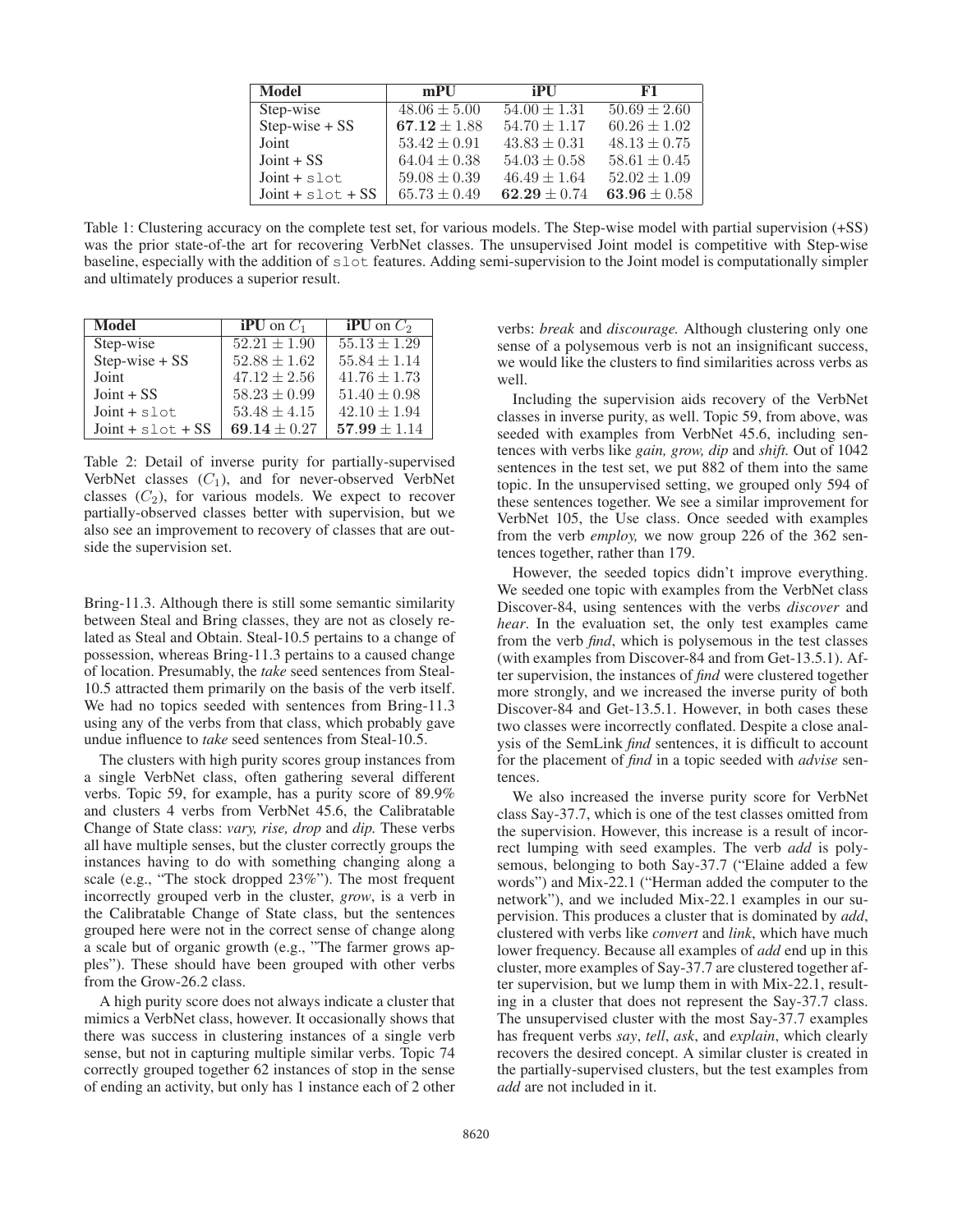| Model | mPU | iPU | F1 |
|---|---|---|---|
| Step-wise | $48.06 \pm 5.00$ | $54.00 \pm 1.31$ | $50.69 \pm 2.60$ |
| Step-wise + SS | $\mathbf{67.12} \pm 1.88$ | $54.70 \pm 1.17$ | $60.26 \pm 1.02$ |
| Joint | $53.42 \pm 0.91$ | $43.83 \pm 0.31$ | $48.13 \pm 0.75$ |
| Joint + SS | $64.04 \pm 0.38$ | $54.03 \pm 0.58$ | $58.61 \pm 0.45$ |
| Joint + `slot` | $59.08 \pm 0.39$ | $46.49 \pm 1.64$ | $52.02 \pm 1.09$ |
| Joint + `slot` + SS | $65.73 \pm 0.49$ | $\mathbf{62.29} \pm 0.74$ | $\mathbf{63.96} \pm 0.58$ |

Table 1: Clustering accuracy on the complete test set, for various models. The Step-wise model with partial supervision (+SS) was the prior state-of-the art for recovering VerbNet classes. The unsupervised Joint model is competitive with Step-wise baseline, especially with the addition of `slot` features. Adding semi-supervision to the Joint model is computationally simpler and ultimately produces a superior result.

| Model | **iPU** on $C_1$ | **iPU** on $C_2$ |
|---|---|---|
| Step-wise | $52.21 \pm 1.90$ | $55.13 \pm 1.29$ |
| Step-wise + SS | $52.88 \pm 1.62$ | $55.84 \pm 1.14$ |
| Joint | $47.12 \pm 2.56$ | $41.76 \pm 1.73$ |
| Joint + SS | $58.23 \pm 0.99$ | $51.40 \pm 0.98$ |
| Joint + `slot` | $53.48 \pm 4.15$ | $42.10 \pm 1.94$ |
| Joint + `slot` + SS | $\mathbf{69.14} \pm 0.27$ | $\mathbf{57.99} \pm 1.14$ |

Table 2: Detail of inverse purity for partially-supervised VerbNet classes ($C_1$), and for never-observed VerbNet classes ($C_2$), for various models. We expect to recover partially-observed classes better with supervision, but we also see an improvement to recovery of classes that are outside the supervision set.

Bring-11.3. Although there is still some semantic similarity between Steal and Bring classes, they are not as closely related as Steal and Obtain. Steal-10.5 pertains to a change of possession, whereas Bring-11.3 pertains to a caused change of location. Presumably, the *take* seed sentences from Steal-10.5 attracted them primarily on the basis of the verb itself. We had no topics seeded with sentences from Bring-11.3 using any of the verbs from that class, which probably gave undue influence to *take* seed sentences from Steal-10.5.

The clusters with high purity scores group instances from a single VerbNet class, often gathering several different verbs. Topic 59, for example, has a purity score of 89.9% and clusters 4 verbs from VerbNet 45.6, the Calibratable Change of State class: *vary, rise, drop* and *dip.* These verbs all have multiple senses, but the cluster correctly groups the instances having to do with something changing along a scale (e.g., "The stock dropped 23%"). The most frequent incorrectly grouped verb in the cluster, *grow*, is a verb in the Calibratable Change of State class, but the sentences grouped here were not in the correct sense of change along a scale but of organic growth (e.g., "The farmer grows apples"). These should have been grouped with other verbs from the Grow-26.2 class.

A high purity score does not always indicate a cluster that mimics a VerbNet class, however. It occasionally shows that there was success in clustering instances of a single verb sense, but not in capturing multiple similar verbs. Topic 74 correctly grouped together 62 instances of stop in the sense of ending an activity, but only has 1 instance each of 2 other verbs: *break* and *discourage.* Although clustering only one sense of a polysemous verb is not an insignificant success, we would like the clusters to find similarities across verbs as well.

Including the supervision aids recovery of the VerbNet classes in inverse purity, as well. Topic 59, from above, was seeded with examples from VerbNet 45.6, including sentences with verbs like *gain, grow, dip* and *shift.* Out of 1042 sentences in the test set, we put 882 of them into the same topic. In the unsupervised setting, we grouped only 594 of these sentences together. We see a similar improvement for VerbNet 105, the Use class. Once seeded with examples from the verb *employ,* we now group 226 of the 362 sentences together, rather than 179.

However, the seeded topics didn't improve everything. We seeded one topic with examples from the VerbNet class Discover-84, using sentences with the verbs *discover* and *hear*. In the evaluation set, the only test examples came from the verb *find*, which is polysemous in the test classes (with examples from Discover-84 and from Get-13.5.1). After supervision, the instances of *find* were clustered together more strongly, and we increased the inverse purity of both Discover-84 and Get-13.5.1. However, in both cases these two classes were incorrectly conflated. Despite a close analysis of the SemLink *find* sentences, it is difficult to account for the placement of *find* in a topic seeded with *advise* sentences.

We also increased the inverse purity score for VerbNet class Say-37.7, which is one of the test classes omitted from the supervision. However, this increase is a result of incorrect lumping with seed examples. The verb *add* is polysemous, belonging to both Say-37.7 ("Elaine added a few words") and Mix-22.1 ("Herman added the computer to the network"), and we included Mix-22.1 examples in our supervision. This produces a cluster that is dominated by *add*, clustered with verbs like *convert* and *link*, which have much lower frequency. Because all examples of *add* end up in this cluster, more examples of Say-37.7 are clustered together after supervision, but we lump them in with Mix-22.1, resulting in a cluster that does not represent the Say-37.7 class. The unsupervised cluster with the most Say-37.7 examples has frequent verbs *say*, *tell*, *ask*, and *explain*, which clearly recovers the desired concept. A similar cluster is created in the partially-supervised clusters, but the test examples from *add* are not included in it.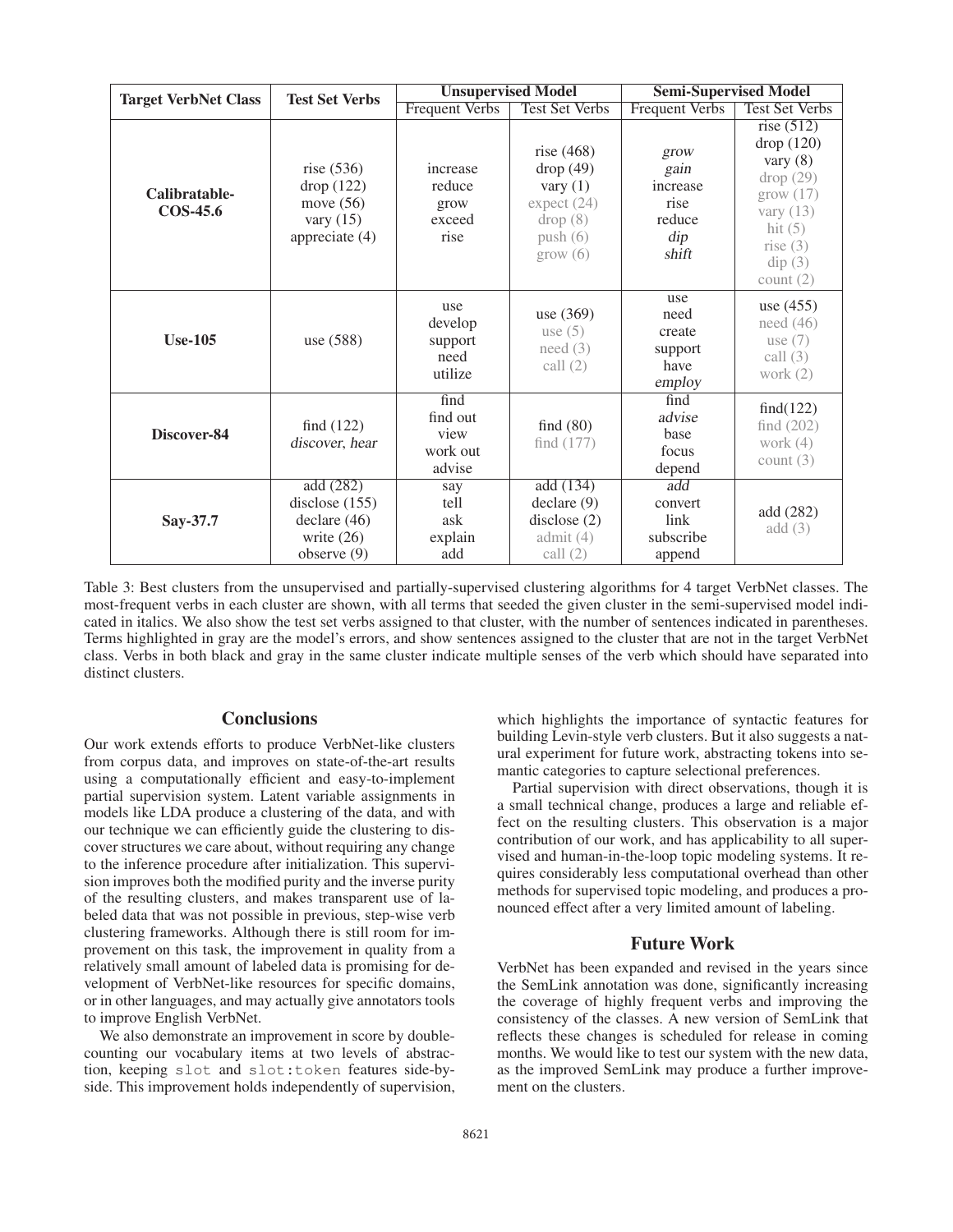| Target VerbNet Class | Test Set Verbs | Unsupervised Model | | Semi-Supervised Model | |
|---|---|---|---|---|---|
| | | Frequent Verbs | Test Set Verbs | Frequent Verbs | Test Set Verbs |
| **Calibratable-COS-45.6** | rise (536)<br>drop (122)<br>move (56)<br>vary (15)<br>appreciate (4) | increase<br>reduce<br>grow<br>exceed<br>rise | rise (468)<br>drop (49)<br>vary (1)<br>expect (24)<br>drop (8)<br>push (6)<br>grow (6) | *grow*<br>*gain*<br>increase<br>rise<br>reduce<br>*dip*<br>*shift* | rise (512)<br>drop (120)<br>vary (8)<br>drop (29)<br>grow (17)<br>vary (13)<br>hit (5)<br>rise (3)<br>dip (3)<br>count (2) |
| **Use-105** | use (588) | use<br>develop<br>support<br>need<br>utilize | use (369)<br>use (5)<br>need (3)<br>call (2) | use<br>need<br>create<br>support<br>have<br>*employ* | use (455)<br>need (46)<br>use (7)<br>call (3)<br>work (2) |
| **Discover-84** | find (122)<br>*discover, hear* | find<br>find out<br>view<br>work out<br>advise | find (80)<br>find (177) | find<br>*advise*<br>base<br>focus<br>depend | find(122)<br>find (202)<br>work (4)<br>count (3) |
| **Say-37.7** | add (282)<br>disclose (155)<br>declare (46)<br>write (26)<br>observe (9) | say<br>tell<br>ask<br>explain<br>add | add (134)<br>declare (9)<br>disclose (2)<br>admit (4)<br>call (2) | *add*<br>convert<br>link<br>subscribe<br>append | add (282)<br>add (3) |

Table 3: Best clusters from the unsupervised and partially-supervised clustering algorithms for 4 target VerbNet classes. The most-frequent verbs in each cluster are shown, with all terms that seeded the given cluster in the semi-supervised model indicated in italics. We also show the test set verbs assigned to that cluster, with the number of sentences indicated in parentheses. Terms highlighted in gray are the model's errors, and show sentences assigned to the cluster that are not in the target VerbNet class. Verbs in both black and gray in the same cluster indicate multiple senses of the verb which should have separated into distinct clusters.

## Conclusions

Our work extends efforts to produce VerbNet-like clusters from corpus data, and improves on state-of-the-art results using a computationally efficient and easy-to-implement partial supervision system. Latent variable assignments in models like LDA produce a clustering of the data, and with our technique we can efficiently guide the clustering to discover structures we care about, without requiring any change to the inference procedure after initialization. This supervision improves both the modified purity and the inverse purity of the resulting clusters, and makes transparent use of labeled data that was not possible in previous, step-wise verb clustering frameworks. Although there is still room for improvement on this task, the improvement in quality from a relatively small amount of labeled data is promising for development of VerbNet-like resources for specific domains, or in other languages, and may actually give annotators tools to improve English VerbNet.

We also demonstrate an improvement in score by double-counting our vocabulary items at two levels of abstraction, keeping `slot` and `slot:token` features side-by-side. This improvement holds independently of supervision, which highlights the importance of syntactic features for building Levin-style verb clusters. But it also suggests a natural experiment for future work, abstracting tokens into semantic categories to capture selectional preferences.

Partial supervision with direct observations, though it is a small technical change, produces a large and reliable effect on the resulting clusters. This observation is a major contribution of our work, and has applicability to all supervised and human-in-the-loop topic modeling systems. It requires considerably less computational overhead than other methods for supervised topic modeling, and produces a pronounced effect after a very limited amount of labeling.

## Future Work

VerbNet has been expanded and revised in the years since the SemLink annotation was done, significantly increasing the coverage of highly frequent verbs and improving the consistency of the classes. A new version of SemLink that reflects these changes is scheduled for release in coming months. We would like to test our system with the new data, as the improved SemLink may produce a further improvement on the clusters.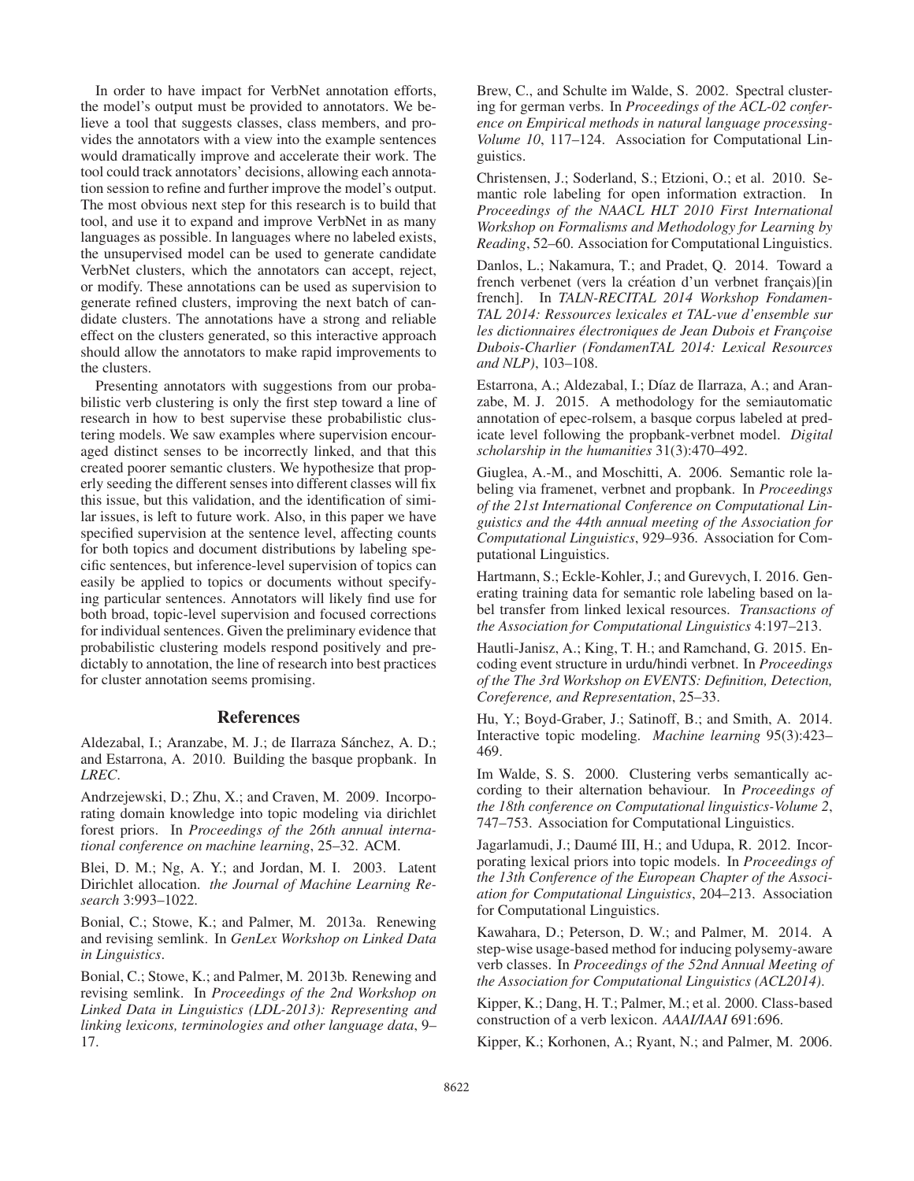In order to have impact for VerbNet annotation efforts, the model's output must be provided to annotators. We believe a tool that suggests classes, class members, and provides the annotators with a view into the example sentences would dramatically improve and accelerate their work. The tool could track annotators' decisions, allowing each annotation session to refine and further improve the model's output. The most obvious next step for this research is to build that tool, and use it to expand and improve VerbNet in as many languages as possible. In languages where no labeled exists, the unsupervised model can be used to generate candidate VerbNet clusters, which the annotators can accept, reject, or modify. These annotations can be used as supervision to generate refined clusters, improving the next batch of candidate clusters. The annotations have a strong and reliable effect on the clusters generated, so this interactive approach should allow the annotators to make rapid improvements to the clusters.

Presenting annotators with suggestions from our probabilistic verb clustering is only the first step toward a line of research in how to best supervise these probabilistic clustering models. We saw examples where supervision encouraged distinct senses to be incorrectly linked, and that this created poorer semantic clusters. We hypothesize that properly seeding the different senses into different classes will fix this issue, but this validation, and the identification of similar issues, is left to future work. Also, in this paper we have specified supervision at the sentence level, affecting counts for both topics and document distributions by labeling specific sentences, but inference-level supervision of topics can easily be applied to topics or documents without specifying particular sentences. Annotators will likely find use for both broad, topic-level supervision and focused corrections for individual sentences. Given the preliminary evidence that probabilistic clustering models respond positively and predictably to annotation, the line of research into best practices for cluster annotation seems promising.

## References

Aldezabal, I.; Aranzabe, M. J.; de Ilarraza Sánchez, A. D.; and Estarrona, A. 2010. Building the basque propbank. In *LREC*.

Andrzejewski, D.; Zhu, X.; and Craven, M. 2009. Incorporating domain knowledge into topic modeling via dirichlet forest priors. In *Proceedings of the 26th annual international conference on machine learning*, 25–32. ACM.

Blei, D. M.; Ng, A. Y.; and Jordan, M. I. 2003. Latent Dirichlet allocation. *the Journal of Machine Learning Research* 3:993–1022.

Bonial, C.; Stowe, K.; and Palmer, M. 2013a. Renewing and revising semlink. In *GenLex Workshop on Linked Data in Linguistics*.

Bonial, C.; Stowe, K.; and Palmer, M. 2013b. Renewing and revising semlink. In *Proceedings of the 2nd Workshop on Linked Data in Linguistics (LDL-2013): Representing and linking lexicons, terminologies and other language data*, 9–17.

Brew, C., and Schulte im Walde, S. 2002. Spectral clustering for german verbs. In *Proceedings of the ACL-02 conference on Empirical methods in natural language processing-Volume 10*, 117–124. Association for Computational Linguistics.

Christensen, J.; Soderland, S.; Etzioni, O.; et al. 2010. Semantic role labeling for open information extraction. In *Proceedings of the NAACL HLT 2010 First International Workshop on Formalisms and Methodology for Learning by Reading*, 52–60. Association for Computational Linguistics.

Danlos, L.; Nakamura, T.; and Pradet, Q. 2014. Toward a french verbenet (vers la création d'un verbnet français)[in french]. In *TALN-RECITAL 2014 Workshop FondamenTAL 2014: Ressources lexicales et TAL-vue d'ensemble sur les dictionnaires électroniques de Jean Dubois et Françoise Dubois-Charlier (FondamenTAL 2014: Lexical Resources and NLP)*, 103–108.

Estarrona, A.; Aldezabal, I.; Díaz de Ilarraza, A.; and Aranzabe, M. J. 2015. A methodology for the semiautomatic annotation of epec-rolsem, a basque corpus labeled at predicate level following the propbank-verbnet model. *Digital scholarship in the humanities* 31(3):470–492.

Giuglea, A.-M., and Moschitti, A. 2006. Semantic role labeling via framenet, verbnet and propbank. In *Proceedings of the 21st International Conference on Computational Linguistics and the 44th annual meeting of the Association for Computational Linguistics*, 929–936. Association for Computational Linguistics.

Hartmann, S.; Eckle-Kohler, J.; and Gurevych, I. 2016. Generating training data for semantic role labeling based on label transfer from linked lexical resources. *Transactions of the Association for Computational Linguistics* 4:197–213.

Hautli-Janisz, A.; King, T. H.; and Ramchand, G. 2015. Encoding event structure in urdu/hindi verbnet. In *Proceedings of the The 3rd Workshop on EVENTS: Definition, Detection, Coreference, and Representation*, 25–33.

Hu, Y.; Boyd-Graber, J.; Satinoff, B.; and Smith, A. 2014. Interactive topic modeling. *Machine learning* 95(3):423–469.

Im Walde, S. S. 2000. Clustering verbs semantically according to their alternation behaviour. In *Proceedings of the 18th conference on Computational linguistics-Volume 2*, 747–753. Association for Computational Linguistics.

Jagarlamudi, J.; Daumé III, H.; and Udupa, R. 2012. Incorporating lexical priors into topic models. In *Proceedings of the 13th Conference of the European Chapter of the Association for Computational Linguistics*, 204–213. Association for Computational Linguistics.

Kawahara, D.; Peterson, D. W.; and Palmer, M. 2014. A step-wise usage-based method for inducing polysemy-aware verb classes. In *Proceedings of the 52nd Annual Meeting of the Association for Computational Linguistics (ACL2014)*.

Kipper, K.; Dang, H. T.; Palmer, M.; et al. 2000. Class-based construction of a verb lexicon. *AAAI/IAAI* 691:696.

Kipper, K.; Korhonen, A.; Ryant, N.; and Palmer, M. 2006.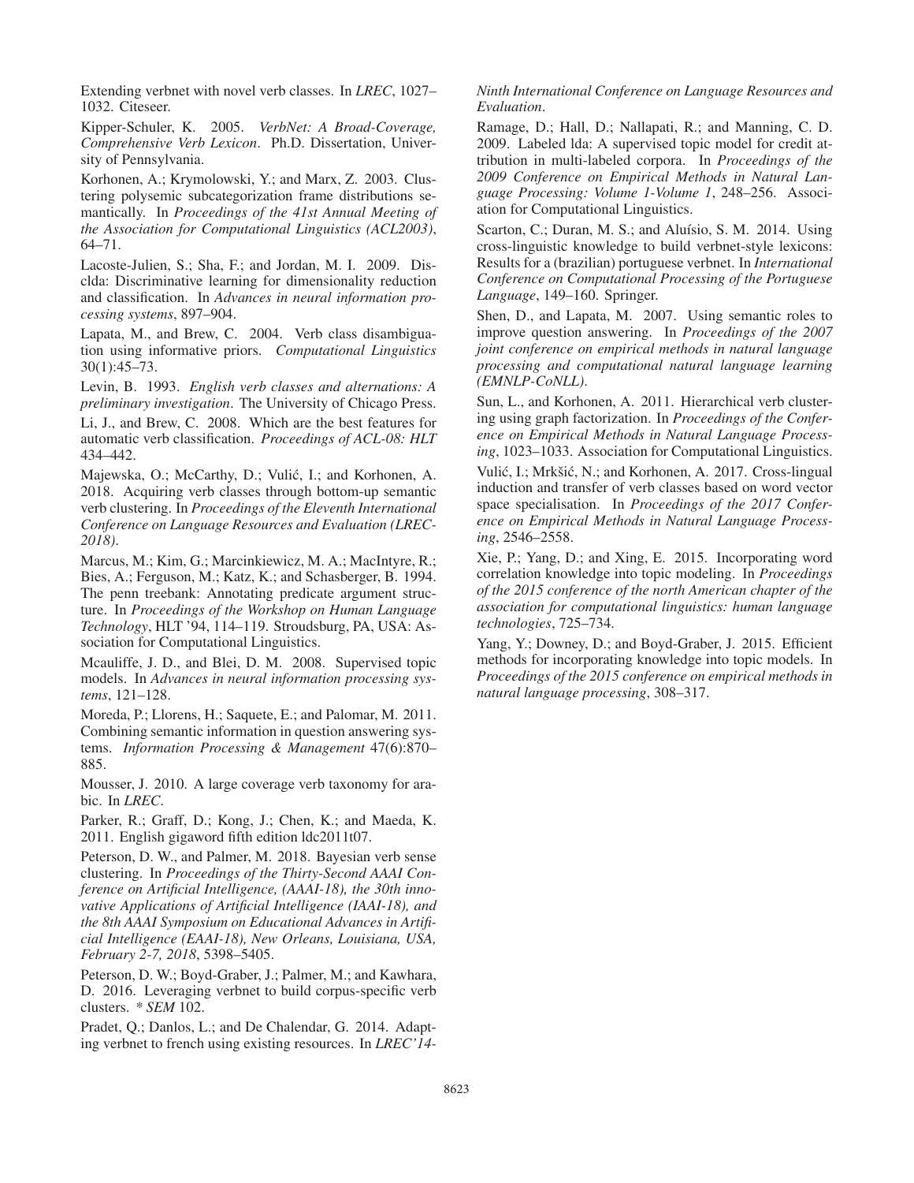Extending verbnet with novel verb classes. In *LREC*, 1027–1032. Citeseer.

Kipper-Schuler, K. 2005. *VerbNet: A Broad-Coverage, Comprehensive Verb Lexicon*. Ph.D. Dissertation, University of Pennsylvania.

Korhonen, A.; Krymolowski, Y.; and Marx, Z. 2003. Clustering polysemic subcategorization frame distributions semantically. In *Proceedings of the 41st Annual Meeting of the Association for Computational Linguistics (ACL2003)*, 64–71.

Lacoste-Julien, S.; Sha, F.; and Jordan, M. I. 2009. Disclda: Discriminative learning for dimensionality reduction and classification. In *Advances in neural information processing systems*, 897–904.

Lapata, M., and Brew, C. 2004. Verb class disambiguation using informative priors. *Computational Linguistics* 30(1):45–73.

Levin, B. 1993. *English verb classes and alternations: A preliminary investigation*. The University of Chicago Press.

Li, J., and Brew, C. 2008. Which are the best features for automatic verb classification. *Proceedings of ACL-08: HLT* 434–442.

Majewska, O.; McCarthy, D.; Vulić, I.; and Korhonen, A. 2018. Acquiring verb classes through bottom-up semantic verb clustering. In *Proceedings of the Eleventh International Conference on Language Resources and Evaluation (LREC-2018)*.

Marcus, M.; Kim, G.; Marcinkiewicz, M. A.; MacIntyre, R.; Bies, A.; Ferguson, M.; Katz, K.; and Schasberger, B. 1994. The penn treebank: Annotating predicate argument structure. In *Proceedings of the Workshop on Human Language Technology*, HLT '94, 114–119. Stroudsburg, PA, USA: Association for Computational Linguistics.

Mcauliffe, J. D., and Blei, D. M. 2008. Supervised topic models. In *Advances in neural information processing systems*, 121–128.

Moreda, P.; Llorens, H.; Saquete, E.; and Palomar, M. 2011. Combining semantic information in question answering systems. *Information Processing & Management* 47(6):870–885.

Mousser, J. 2010. A large coverage verb taxonomy for arabic. In *LREC*.

Parker, R.; Graff, D.; Kong, J.; Chen, K.; and Maeda, K. 2011. English gigaword fifth edition ldc2011t07.

Peterson, D. W., and Palmer, M. 2018. Bayesian verb sense clustering. In *Proceedings of the Thirty-Second AAAI Conference on Artificial Intelligence, (AAAI-18), the 30th innovative Applications of Artificial Intelligence (IAAI-18), and the 8th AAAI Symposium on Educational Advances in Artificial Intelligence (EAAI-18), New Orleans, Louisiana, USA, February 2-7, 2018*, 5398–5405.

Peterson, D. W.; Boyd-Graber, J.; Palmer, M.; and Kawhara, D. 2016. Leveraging verbnet to build corpus-specific verb clusters. *\* SEM* 102.

Pradet, Q.; Danlos, L.; and De Chalendar, G. 2014. Adapting verbnet to french using existing resources. In *LREC'14-Ninth International Conference on Language Resources and Evaluation*.

Ramage, D.; Hall, D.; Nallapati, R.; and Manning, C. D. 2009. Labeled lda: A supervised topic model for credit attribution in multi-labeled corpora. In *Proceedings of the 2009 Conference on Empirical Methods in Natural Language Processing: Volume 1-Volume 1*, 248–256. Association for Computational Linguistics.

Scarton, C.; Duran, M. S.; and Aluísio, S. M. 2014. Using cross-linguistic knowledge to build verbnet-style lexicons: Results for a (brazilian) portuguese verbnet. In *International Conference on Computational Processing of the Portuguese Language*, 149–160. Springer.

Shen, D., and Lapata, M. 2007. Using semantic roles to improve question answering. In *Proceedings of the 2007 joint conference on empirical methods in natural language processing and computational natural language learning (EMNLP-CoNLL)*.

Sun, L., and Korhonen, A. 2011. Hierarchical verb clustering using graph factorization. In *Proceedings of the Conference on Empirical Methods in Natural Language Processing*, 1023–1033. Association for Computational Linguistics.

Vulić, I.; Mrkšić, N.; and Korhonen, A. 2017. Cross-lingual induction and transfer of verb classes based on word vector space specialisation. In *Proceedings of the 2017 Conference on Empirical Methods in Natural Language Processing*, 2546–2558.

Xie, P.; Yang, D.; and Xing, E. 2015. Incorporating word correlation knowledge into topic modeling. In *Proceedings of the 2015 conference of the north American chapter of the association for computational linguistics: human language technologies*, 725–734.

Yang, Y.; Downey, D.; and Boyd-Graber, J. 2015. Efficient methods for incorporating knowledge into topic models. In *Proceedings of the 2015 conference on empirical methods in natural language processing*, 308–317.